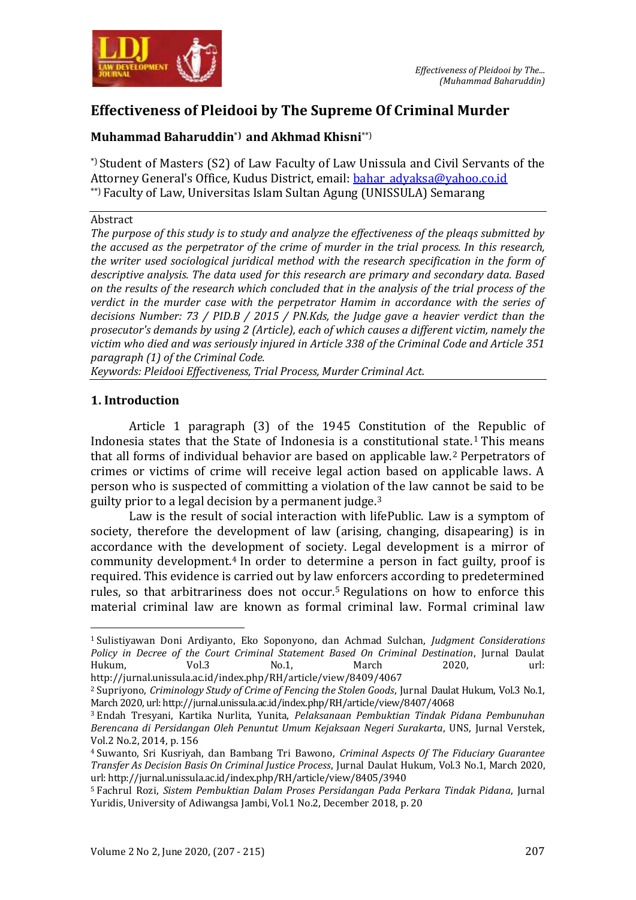# Effectiveness of Pleidooi by The Supreme Of Criminal Murder

**Muhammad Baharuddin[*] and Akhmad Khisni[**]**

[*] Student of Masters (S2) of Law Faculty of Law Unissula and Civil Servants of the Attorney General's Office, Kudus District, email: bahar_adyaksa@yahoo.co.id

[**] Faculty of Law, Universitas Islam Sultan Agung (UNISSULA) Semarang

Abstract

*The purpose of this study is to study and analyze the effectiveness of the pleaqs submitted by the accused as the perpetrator of the crime of murder in the trial process. In this research, the writer used sociological juridical method with the research specification in the form of descriptive analysis. The data used for this research are primary and secondary data. Based on the results of the research which concluded that in the analysis of the trial process of the verdict in the murder case with the perpetrator Hamim in accordance with the series of decisions Number: 73 / PID.B / 2015 / PN.Kds, the Judge gave a heavier verdict than the prosecutor's demands by using 2 (Article), each of which causes a different victim, namely the victim who died and was seriously injured in Article 338 of the Criminal Code and Article 351 paragraph (1) of the Criminal Code.*

*Keywords: Pleidooi Effectiveness, Trial Process, Murder Criminal Act.*

## 1. Introduction

Article 1 paragraph (3) of the 1945 Constitution of the Republic of Indonesia states that the State of Indonesia is a constitutional state.[1] This means that all forms of individual behavior are based on applicable law.[2] Perpetrators of crimes or victims of crime will receive legal action based on applicable laws. A person who is suspected of committing a violation of the law cannot be said to be guilty prior to a legal decision by a permanent judge.[3]

Law is the result of social interaction with lifePublic. Law is a symptom of society, therefore the development of law (arising, changing, disapearing) is in accordance with the development of society. Legal development is a mirror of community development.[4] In order to determine a person in fact guilty, proof is required. This evidence is carried out by law enforcers according to predetermined rules, so that arbitrariness does not occur.[5] Regulations on how to enforce this material criminal law are known as formal criminal law. Formal criminal law

---

[1] Sulistiyawan Doni Ardiyanto, Eko Soponyono, dan Achmad Sulchan, *Judgment Considerations Policy in Decree of the Court Criminal Statement Based On Criminal Destination*, Jurnal Daulat Hukum, Vol.3 No.1, March 2020, url: http://jurnal.unissula.ac.id/index.php/RH/article/view/8409/4067

[2] Supriyono, *Criminology Study of Crime of Fencing the Stolen Goods*, Jurnal Daulat Hukum, Vol.3 No.1, March 2020, url: http://jurnal.unissula.ac.id/index.php/RH/article/view/8407/4068

[3] Endah Tresyani, Kartika Nurlita, Yunita, *Pelaksanaan Pembuktian Tindak Pidana Pembunuhan Berencana di Persidangan Oleh Penuntut Umum Kejaksaan Negeri Surakarta*, UNS, Jurnal Verstek, Vol.2 No.2, 2014, p. 156

[4] Suwanto, Sri Kusriyah, dan Bambang Tri Bawono, *Criminal Aspects Of The Fiduciary Guarantee Transfer As Decision Basis On Criminal Justice Process*, Jurnal Daulat Hukum, Vol.3 No.1, March 2020, url: http://jurnal.unissula.ac.id/index.php/RH/article/view/8405/3940

[5] Fachrul Rozi, *Sistem Pembuktian Dalam Proses Persidangan Pada Perkara Tindak Pidana*, Jurnal Yuridis, University of Adiwangsa Jambi, Vol.1 No.2, December 2018, p. 20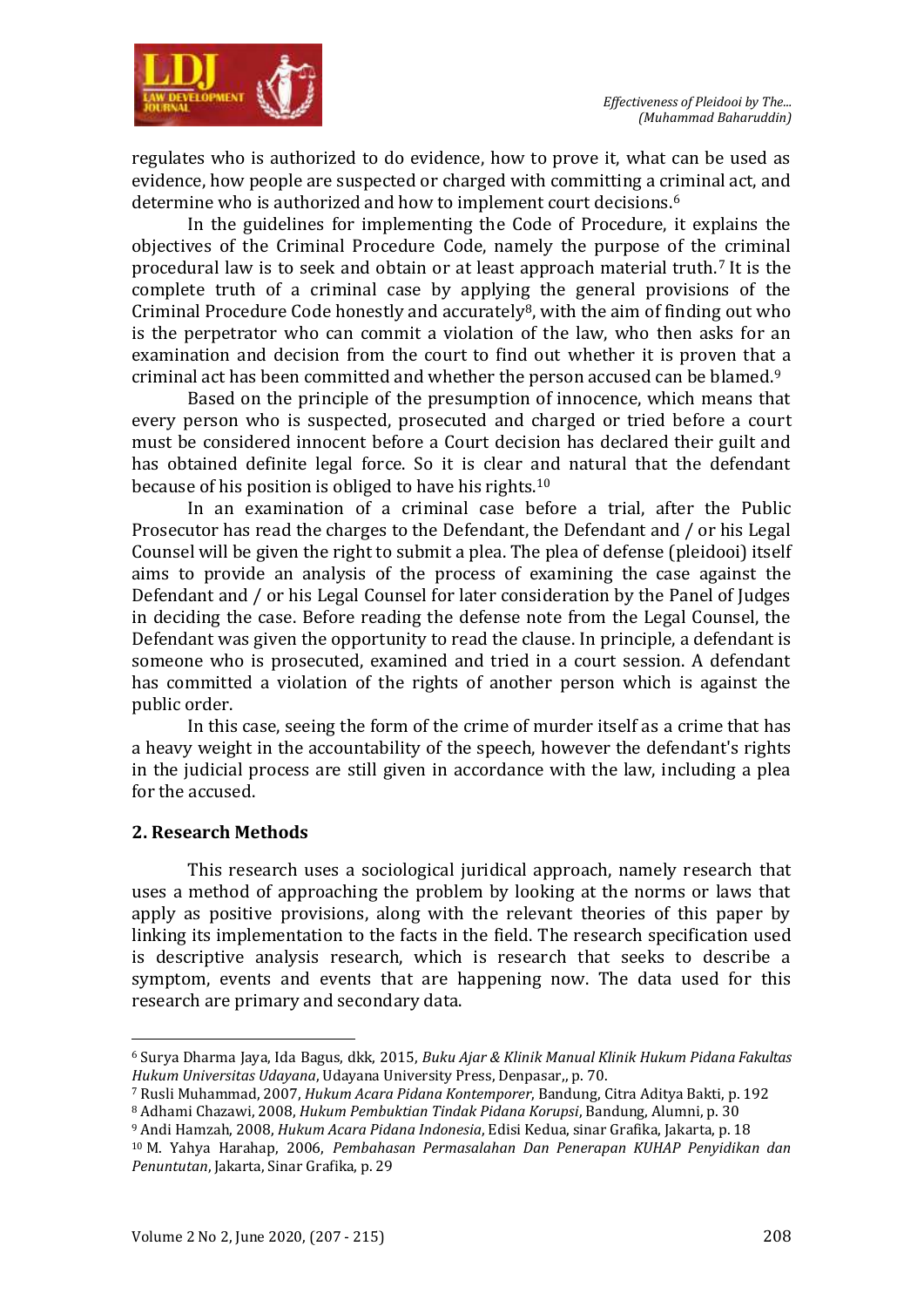regulates who is authorized to do evidence, how to prove it, what can be used as evidence, how people are suspected or charged with committing a criminal act, and determine who is authorized and how to implement court decisions.[6]

In the guidelines for implementing the Code of Procedure, it explains the objectives of the Criminal Procedure Code, namely the purpose of the criminal procedural law is to seek and obtain or at least approach material truth.[7] It is the complete truth of a criminal case by applying the general provisions of the Criminal Procedure Code honestly and accurately[8], with the aim of finding out who is the perpetrator who can commit a violation of the law, who then asks for an examination and decision from the court to find out whether it is proven that a criminal act has been committed and whether the person accused can be blamed.[9]

Based on the principle of the presumption of innocence, which means that every person who is suspected, prosecuted and charged or tried before a court must be considered innocent before a Court decision has declared their guilt and has obtained definite legal force. So it is clear and natural that the defendant because of his position is obliged to have his rights.[10]

In an examination of a criminal case before a trial, after the Public Prosecutor has read the charges to the Defendant, the Defendant and / or his Legal Counsel will be given the right to submit a plea. The plea of defense (pleidooi) itself aims to provide an analysis of the process of examining the case against the Defendant and / or his Legal Counsel for later consideration by the Panel of Judges in deciding the case. Before reading the defense note from the Legal Counsel, the Defendant was given the opportunity to read the clause. In principle, a defendant is someone who is prosecuted, examined and tried in a court session. A defendant has committed a violation of the rights of another person which is against the public order.

In this case, seeing the form of the crime of murder itself as a crime that has a heavy weight in the accountability of the speech, however the defendant's rights in the judicial process are still given in accordance with the law, including a plea for the accused.

## 2. Research Methods

This research uses a sociological juridical approach, namely research that uses a method of approaching the problem by looking at the norms or laws that apply as positive provisions, along with the relevant theories of this paper by linking its implementation to the facts in the field. The research specification used is descriptive analysis research, which is research that seeks to describe a symptom, events and events that are happening now. The data used for this research are primary and secondary data.

---

[6] Surya Dharma Jaya, Ida Bagus, dkk, 2015, *Buku Ajar & Klinik Manual Klinik Hukum Pidana Fakultas Hukum Universitas Udayana*, Udayana University Press, Denpasar,, p. 70.

[7] Rusli Muhammad, 2007, *Hukum Acara Pidana Kontemporer*, Bandung, Citra Aditya Bakti, p. 192

[8] Adhami Chazawi, 2008, *Hukum Pembuktian Tindak Pidana Korupsi*, Bandung, Alumni, p. 30

[9] Andi Hamzah, 2008, *Hukum Acara Pidana Indonesia*, Edisi Kedua, sinar Grafika, Jakarta, p. 18

[10] M. Yahya Harahap, 2006, *Pembahasan Permasalahan Dan Penerapan KUHAP Penyidikan dan Penuntutan*, Jakarta, Sinar Grafika, p. 29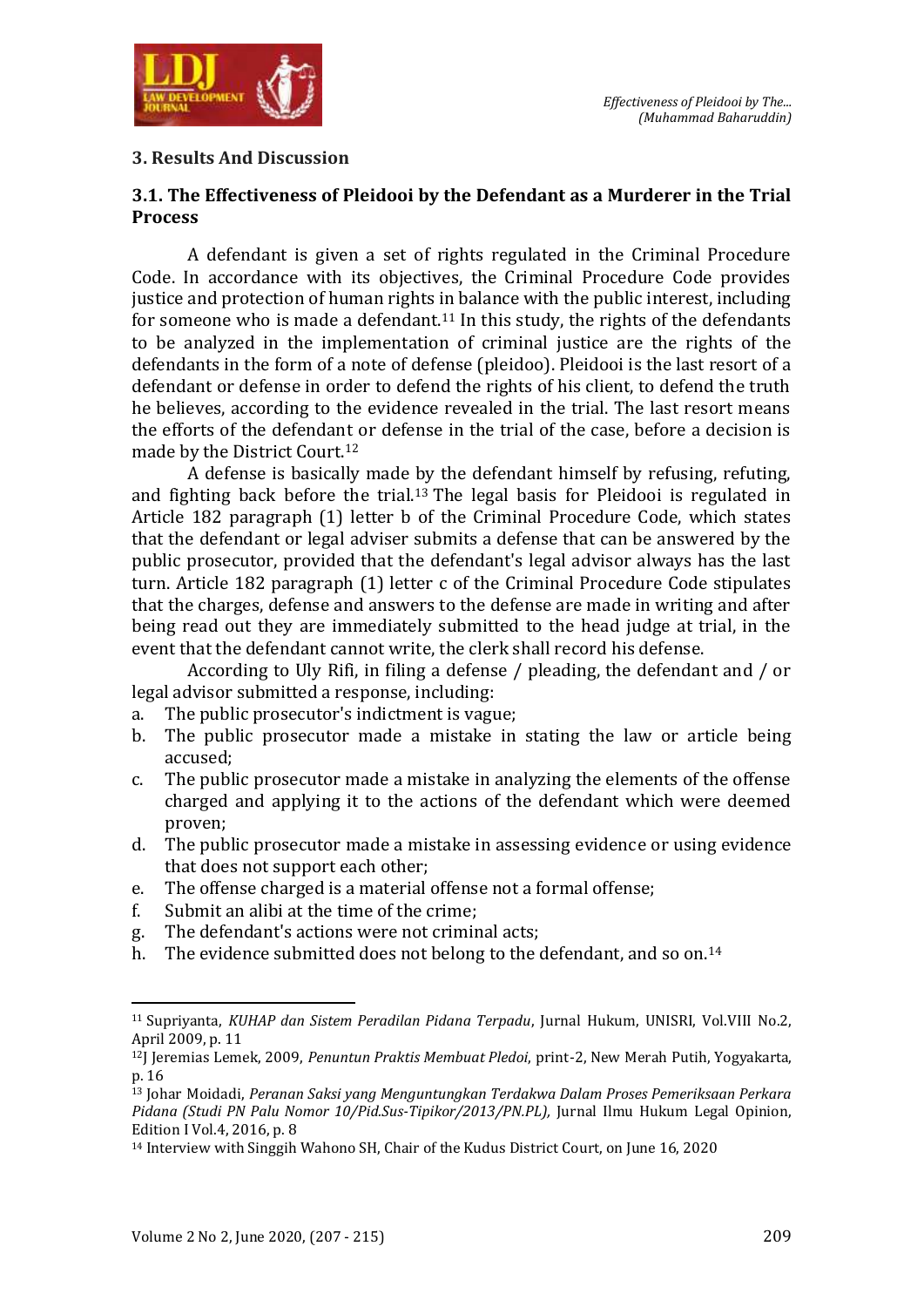## 3. Results And Discussion

### 3.1. The Effectiveness of Pleidooi by the Defendant as a Murderer in the Trial Process

A defendant is given a set of rights regulated in the Criminal Procedure Code. In accordance with its objectives, the Criminal Procedure Code provides justice and protection of human rights in balance with the public interest, including for someone who is made a defendant.[11] In this study, the rights of the defendants to be analyzed in the implementation of criminal justice are the rights of the defendants in the form of a note of defense (pleidoo). Pleidooi is the last resort of a defendant or defense in order to defend the rights of his client, to defend the truth he believes, according to the evidence revealed in the trial. The last resort means the efforts of the defendant or defense in the trial of the case, before a decision is made by the District Court.[12]

A defense is basically made by the defendant himself by refusing, refuting, and fighting back before the trial.[13] The legal basis for Pleidooi is regulated in Article 182 paragraph (1) letter b of the Criminal Procedure Code, which states that the defendant or legal adviser submits a defense that can be answered by the public prosecutor, provided that the defendant's legal advisor always has the last turn. Article 182 paragraph (1) letter c of the Criminal Procedure Code stipulates that the charges, defense and answers to the defense are made in writing and after being read out they are immediately submitted to the head judge at trial, in the event that the defendant cannot write, the clerk shall record his defense.

According to Uly Rifi, in filing a defense / pleading, the defendant and / or legal advisor submitted a response, including:

a. The public prosecutor's indictment is vague;
b. The public prosecutor made a mistake in stating the law or article being accused;
c. The public prosecutor made a mistake in analyzing the elements of the offense charged and applying it to the actions of the defendant which were deemed proven;
d. The public prosecutor made a mistake in assessing evidence or using evidence that does not support each other;
e. The offense charged is a material offense not a formal offense;
f. Submit an alibi at the time of the crime;
g. The defendant's actions were not criminal acts;
h. The evidence submitted does not belong to the defendant, and so on.[14]

---

[11] Supriyanta, *KUHAP dan Sistem Peradilan Pidana Terpadu*, Jurnal Hukum, UNISRI, Vol.VIII No.2, April 2009, p. 11

[12] J Jeremias Lemek, 2009, *Penuntun Praktis Membuat Pledoi*, print-2, New Merah Putih, Yogyakarta, p. 16

[13] Johar Moidadi, *Peranan Saksi yang Menguntungkan Terdakwa Dalam Proses Pemeriksaan Perkara Pidana (Studi PN Palu Nomor 10/Pid.Sus-Tipikor/2013/PN.PL)*, Jurnal Ilmu Hukum Legal Opinion, Edition I Vol.4, 2016, p. 8

[14] Interview with Singgih Wahono SH, Chair of the Kudus District Court, on June 16, 2020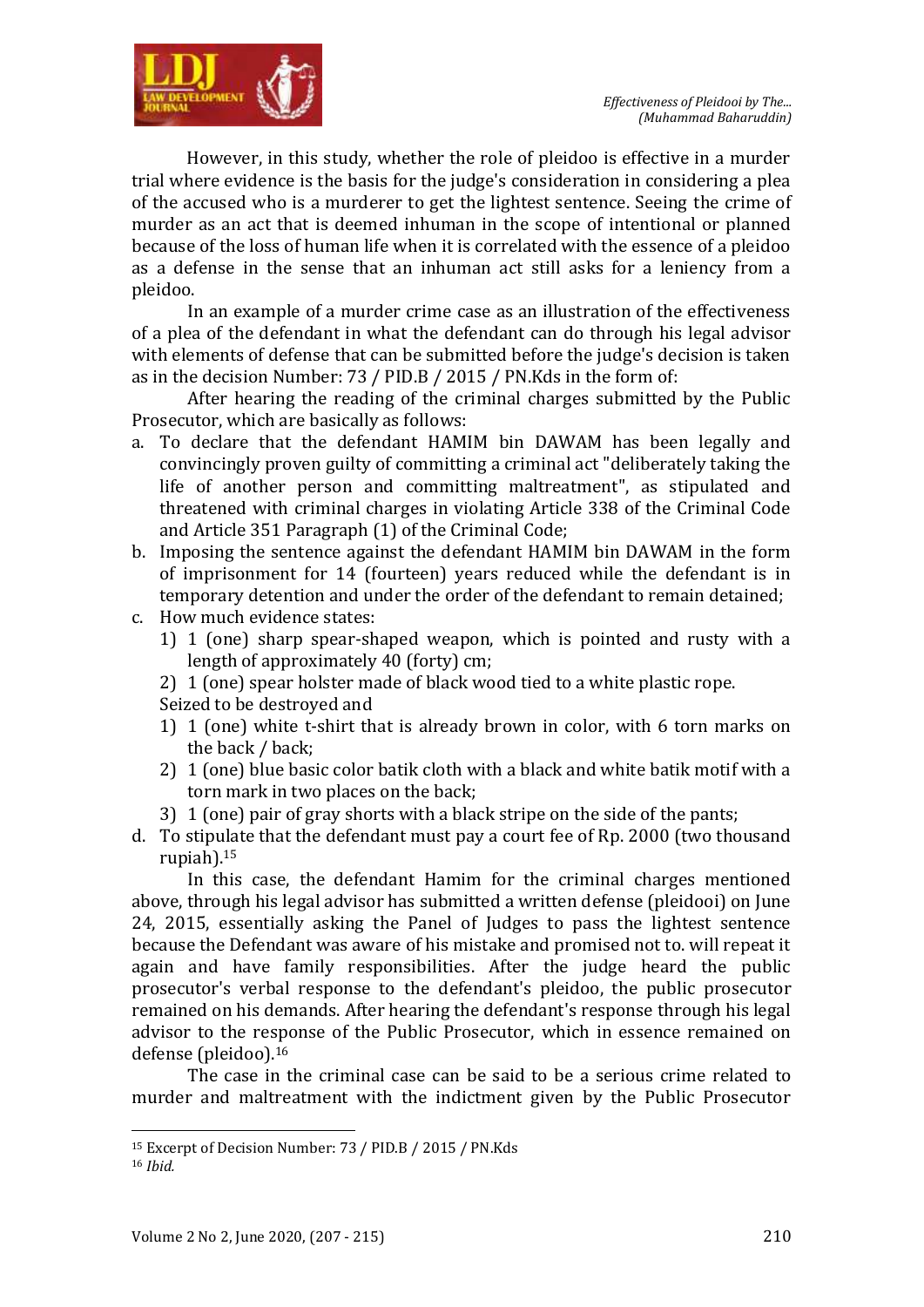However, in this study, whether the role of pleidoo is effective in a murder trial where evidence is the basis for the judge's consideration in considering a plea of the accused who is a murderer to get the lightest sentence. Seeing the crime of murder as an act that is deemed inhuman in the scope of intentional or planned because of the loss of human life when it is correlated with the essence of a pleidoo as a defense in the sense that an inhuman act still asks for a leniency from a pleidoo.

In an example of a murder crime case as an illustration of the effectiveness of a plea of the defendant in what the defendant can do through his legal advisor with elements of defense that can be submitted before the judge's decision is taken as in the decision Number: 73 / PID.B / 2015 / PN.Kds in the form of:

After hearing the reading of the criminal charges submitted by the Public Prosecutor, which are basically as follows:

a. To declare that the defendant HAMIM bin DAWAM has been legally and convincingly proven guilty of committing a criminal act "deliberately taking the life of another person and committing maltreatment", as stipulated and threatened with criminal charges in violating Article 338 of the Criminal Code and Article 351 Paragraph (1) of the Criminal Code;
b. Imposing the sentence against the defendant HAMIM bin DAWAM in the form of imprisonment for 14 (fourteen) years reduced while the defendant is in temporary detention and under the order of the defendant to remain detained;
c. How much evidence states:
   1) 1 (one) sharp spear-shaped weapon, which is pointed and rusty with a length of approximately 40 (forty) cm;
   2) 1 (one) spear holster made of black wood tied to a white plastic rope.
   
   Seized to be destroyed and
   1) 1 (one) white t-shirt that is already brown in color, with 6 torn marks on the back / back;
   2) 1 (one) blue basic color batik cloth with a black and white batik motif with a torn mark in two places on the back;
   3) 1 (one) pair of gray shorts with a black stripe on the side of the pants;
d. To stipulate that the defendant must pay a court fee of Rp. 2000 (two thousand rupiah).[15]

In this case, the defendant Hamim for the criminal charges mentioned above, through his legal advisor has submitted a written defense (pleidooi) on June 24, 2015, essentially asking the Panel of Judges to pass the lightest sentence because the Defendant was aware of his mistake and promised not to. will repeat it again and have family responsibilities. After the judge heard the public prosecutor's verbal response to the defendant's pleidoo, the public prosecutor remained on his demands. After hearing the defendant's response through his legal advisor to the response of the Public Prosecutor, which in essence remained on defense (pleidoo).[16]

The case in the criminal case can be said to be a serious crime related to murder and maltreatment with the indictment given by the Public Prosecutor

---

[15] Excerpt of Decision Number: 73 / PID.B / 2015 / PN.Kds

[16] *Ibid.*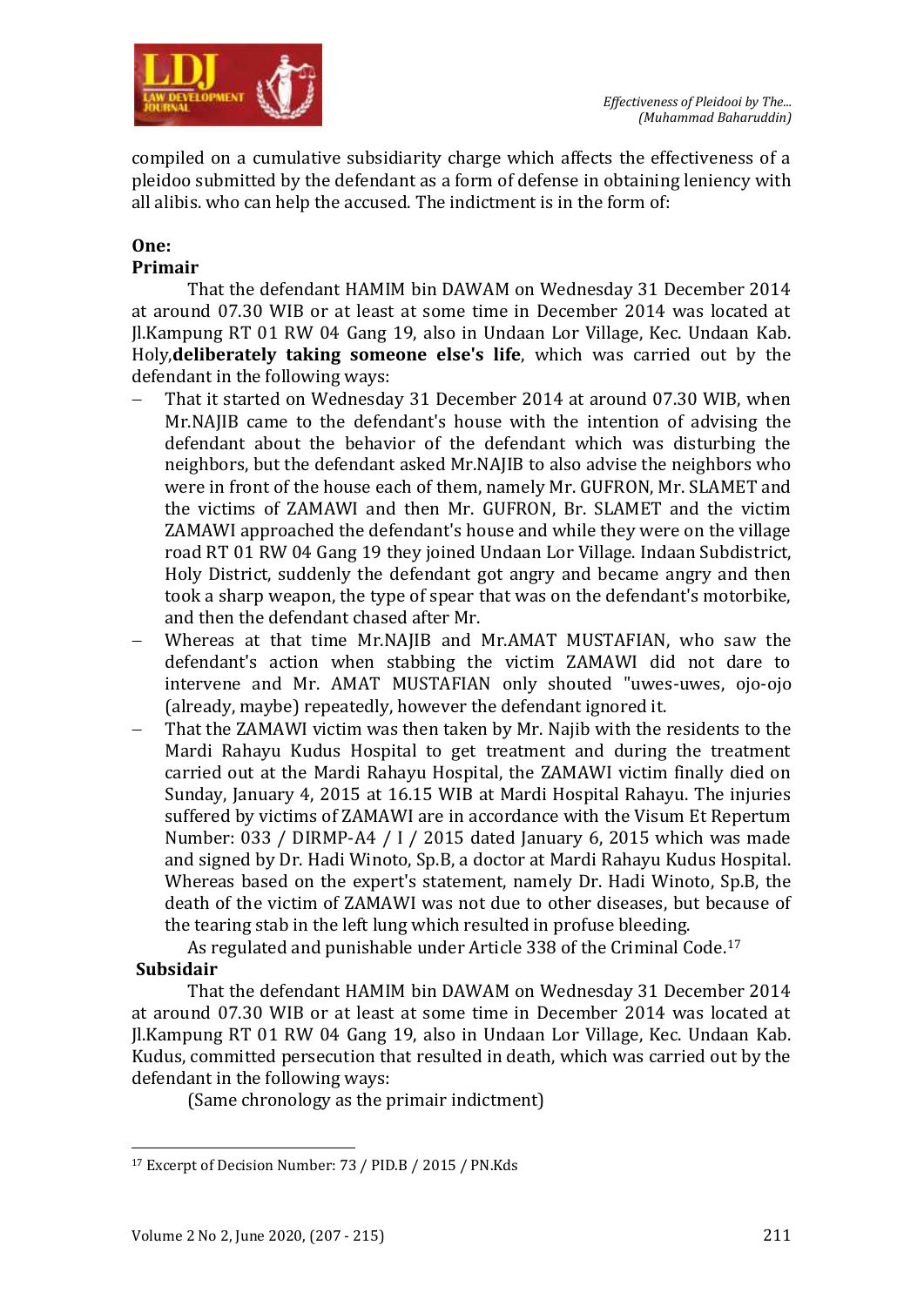compiled on a cumulative subsidiarity charge which affects the effectiveness of a pleidoo submitted by the defendant as a form of defense in obtaining leniency with all alibis. who can help the accused. The indictment is in the form of:

**One:**

**Primair**

That the defendant HAMIM bin DAWAM on Wednesday 31 December 2014 at around 07.30 WIB or at least at some time in December 2014 was located at Jl.Kampung RT 01 RW 04 Gang 19, also in Undaan Lor Village, Kec. Undaan Kab. Holy,**deliberately taking someone else's life**, which was carried out by the defendant in the following ways:

- That it started on Wednesday 31 December 2014 at around 07.30 WIB, when Mr.NAJIB came to the defendant's house with the intention of advising the defendant about the behavior of the defendant which was disturbing the neighbors, but the defendant asked Mr.NAJIB to also advise the neighbors who were in front of the house each of them, namely Mr. GUFRON, Mr. SLAMET and the victims of ZAMAWI and then Mr. GUFRON, Br. SLAMET and the victim ZAMAWI approached the defendant's house and while they were on the village road RT 01 RW 04 Gang 19 they joined Undaan Lor Village. Indaan Subdistrict, Holy District, suddenly the defendant got angry and became angry and then took a sharp weapon, the type of spear that was on the defendant's motorbike, and then the defendant chased after Mr.
- Whereas at that time Mr.NAJIB and Mr.AMAT MUSTAFIAN, who saw the defendant's action when stabbing the victim ZAMAWI did not dare to intervene and Mr. AMAT MUSTAFIAN only shouted "uwes-uwes, ojo-ojo (already, maybe) repeatedly, however the defendant ignored it.
- That the ZAMAWI victim was then taken by Mr. Najib with the residents to the Mardi Rahayu Kudus Hospital to get treatment and during the treatment carried out at the Mardi Rahayu Hospital, the ZAMAWI victim finally died on Sunday, January 4, 2015 at 16.15 WIB at Mardi Hospital Rahayu. The injuries suffered by victims of ZAMAWI are in accordance with the Visum Et Repertum Number: 033 / DIRMP-A4 / I / 2015 dated January 6, 2015 which was made and signed by Dr. Hadi Winoto, Sp.B, a doctor at Mardi Rahayu Kudus Hospital. Whereas based on the expert's statement, namely Dr. Hadi Winoto, Sp.B, the death of the victim of ZAMAWI was not due to other diseases, but because of the tearing stab in the left lung which resulted in profuse bleeding.

As regulated and punishable under Article 338 of the Criminal Code.[17]

**Subsidair**

That the defendant HAMIM bin DAWAM on Wednesday 31 December 2014 at around 07.30 WIB or at least at some time in December 2014 was located at Jl.Kampung RT 01 RW 04 Gang 19, also in Undaan Lor Village, Kec. Undaan Kab. Kudus, committed persecution that resulted in death, which was carried out by the defendant in the following ways:

(Same chronology as the primair indictment)

---

[17] Excerpt of Decision Number: 73 / PID.B / 2015 / PN.Kds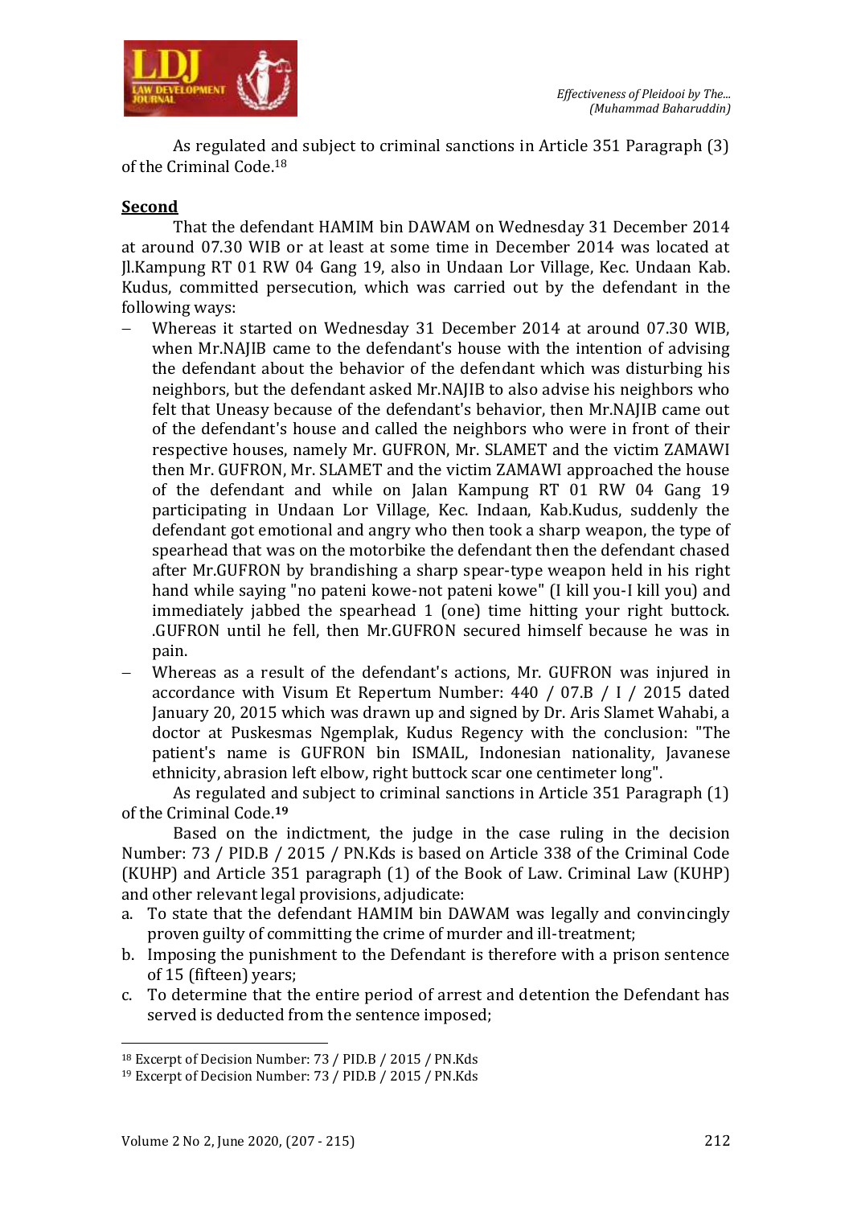As regulated and subject to criminal sanctions in Article 351 Paragraph (3) of the Criminal Code.[18]

**Second**

That the defendant HAMIM bin DAWAM on Wednesday 31 December 2014 at around 07.30 WIB or at least at some time in December 2014 was located at Jl.Kampung RT 01 RW 04 Gang 19, also in Undaan Lor Village, Kec. Undaan Kab. Kudus, committed persecution, which was carried out by the defendant in the following ways:

- Whereas it started on Wednesday 31 December 2014 at around 07.30 WIB, when Mr.NAJIB came to the defendant's house with the intention of advising the defendant about the behavior of the defendant which was disturbing his neighbors, but the defendant asked Mr.NAJIB to also advise his neighbors who felt that Uneasy because of the defendant's behavior, then Mr.NAJIB came out of the defendant's house and called the neighbors who were in front of their respective houses, namely Mr. GUFRON, Mr. SLAMET and the victim ZAMAWI then Mr. GUFRON, Mr. SLAMET and the victim ZAMAWI approached the house of the defendant and while on Jalan Kampung RT 01 RW 04 Gang 19 participating in Undaan Lor Village, Kec. Indaan, Kab.Kudus, suddenly the defendant got emotional and angry who then took a sharp weapon, the type of spearhead that was on the motorbike the defendant then the defendant chased after Mr.GUFRON by brandishing a sharp spear-type weapon held in his right hand while saying "no pateni kowe-not pateni kowe" (I kill you-I kill you) and immediately jabbed the spearhead 1 (one) time hitting your right buttock. .GUFRON until he fell, then Mr.GUFRON secured himself because he was in pain.
- Whereas as a result of the defendant's actions, Mr. GUFRON was injured in accordance with Visum Et Repertum Number: 440 / 07.B / I / 2015 dated January 20, 2015 which was drawn up and signed by Dr. Aris Slamet Wahabi, a doctor at Puskesmas Ngemplak, Kudus Regency with the conclusion: "The patient's name is GUFRON bin ISMAIL, Indonesian nationality, Javanese ethnicity, abrasion left elbow, right buttock scar one centimeter long".

As regulated and subject to criminal sanctions in Article 351 Paragraph (1) of the Criminal Code.[19]

Based on the indictment, the judge in the case ruling in the decision Number: 73 / PID.B / 2015 / PN.Kds is based on Article 338 of the Criminal Code (KUHP) and Article 351 paragraph (1) of the Book of Law. Criminal Law (KUHP) and other relevant legal provisions, adjudicate:

a. To state that the defendant HAMIM bin DAWAM was legally and convincingly proven guilty of committing the crime of murder and ill-treatment;
b. Imposing the punishment to the Defendant is therefore with a prison sentence of 15 (fifteen) years;
c. To determine that the entire period of arrest and detention the Defendant has served is deducted from the sentence imposed;

[18] Excerpt of Decision Number: 73 / PID.B / 2015 / PN.Kds

[19] Excerpt of Decision Number: 73 / PID.B / 2015 / PN.Kds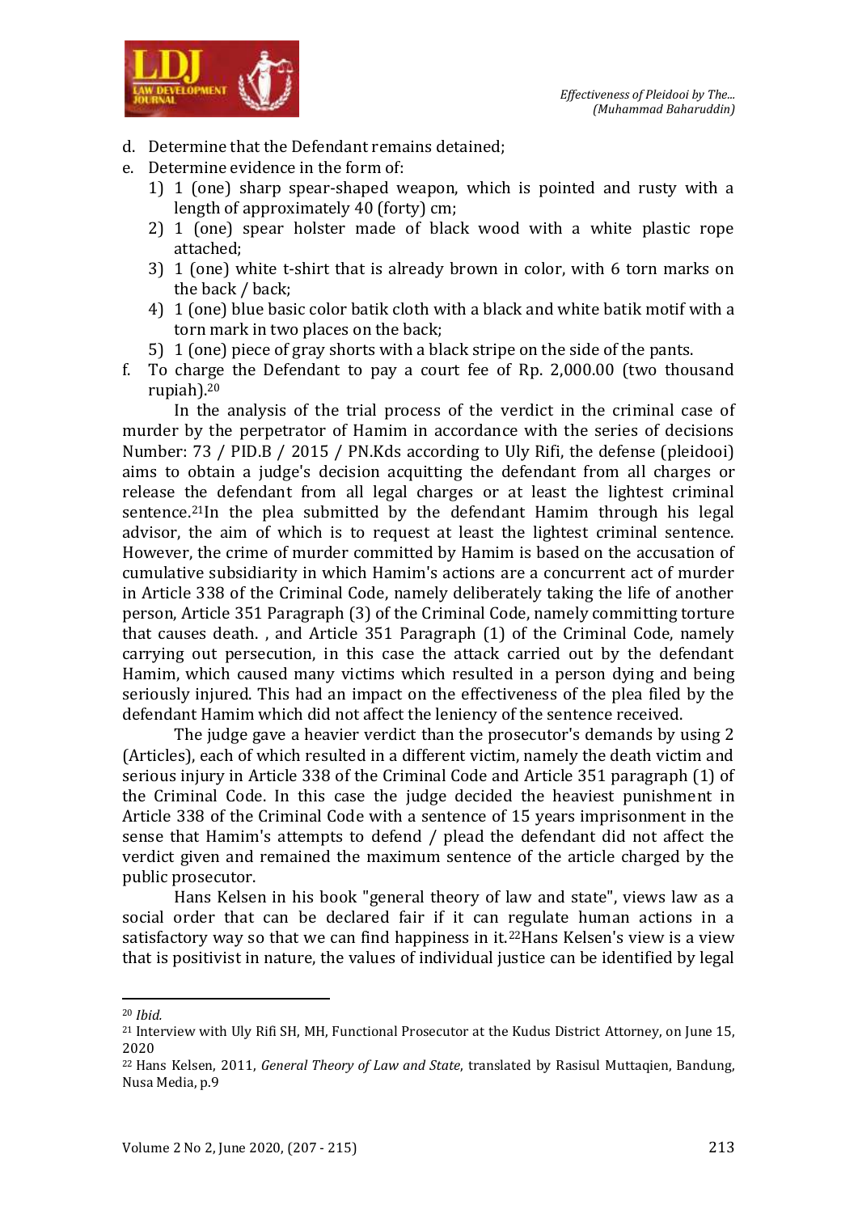d. Determine that the Defendant remains detained;
e. Determine evidence in the form of:
   1) 1 (one) sharp spear-shaped weapon, which is pointed and rusty with a length of approximately 40 (forty) cm;
   2) 1 (one) spear holster made of black wood with a white plastic rope attached;
   3) 1 (one) white t-shirt that is already brown in color, with 6 torn marks on the back / back;
   4) 1 (one) blue basic color batik cloth with a black and white batik motif with a torn mark in two places on the back;
   5) 1 (one) piece of gray shorts with a black stripe on the side of the pants.
f. To charge the Defendant to pay a court fee of Rp. 2,000.00 (two thousand rupiah).[20]

In the analysis of the trial process of the verdict in the criminal case of murder by the perpetrator of Hamim in accordance with the series of decisions Number: 73 / PID.B / 2015 / PN.Kds according to Uly Rifi, the defense (pleidooi) aims to obtain a judge's decision acquitting the defendant from all charges or release the defendant from all legal charges or at least the lightest criminal sentence.[21]In the plea submitted by the defendant Hamim through his legal advisor, the aim of which is to request at least the lightest criminal sentence. However, the crime of murder committed by Hamim is based on the accusation of cumulative subsidiarity in which Hamim's actions are a concurrent act of murder in Article 338 of the Criminal Code, namely deliberately taking the life of another person, Article 351 Paragraph (3) of the Criminal Code, namely committing torture that causes death. , and Article 351 Paragraph (1) of the Criminal Code, namely carrying out persecution, in this case the attack carried out by the defendant Hamim, which caused many victims which resulted in a person dying and being seriously injured. This had an impact on the effectiveness of the plea filed by the defendant Hamim which did not affect the leniency of the sentence received.

The judge gave a heavier verdict than the prosecutor's demands by using 2 (Articles), each of which resulted in a different victim, namely the death victim and serious injury in Article 338 of the Criminal Code and Article 351 paragraph (1) of the Criminal Code. In this case the judge decided the heaviest punishment in Article 338 of the Criminal Code with a sentence of 15 years imprisonment in the sense that Hamim's attempts to defend / plead the defendant did not affect the verdict given and remained the maximum sentence of the article charged by the public prosecutor.

Hans Kelsen in his book "general theory of law and state", views law as a social order that can be declared fair if it can regulate human actions in a satisfactory way so that we can find happiness in it.[22]Hans Kelsen's view is a view that is positivist in nature, the values of individual justice can be identified by legal

---

[20] *Ibid.*

[21] Interview with Uly Rifi SH, MH, Functional Prosecutor at the Kudus District Attorney, on June 15, 2020

[22] Hans Kelsen, 2011, *General Theory of Law and State*, translated by Rasisul Muttaqien, Bandung, Nusa Media, p.9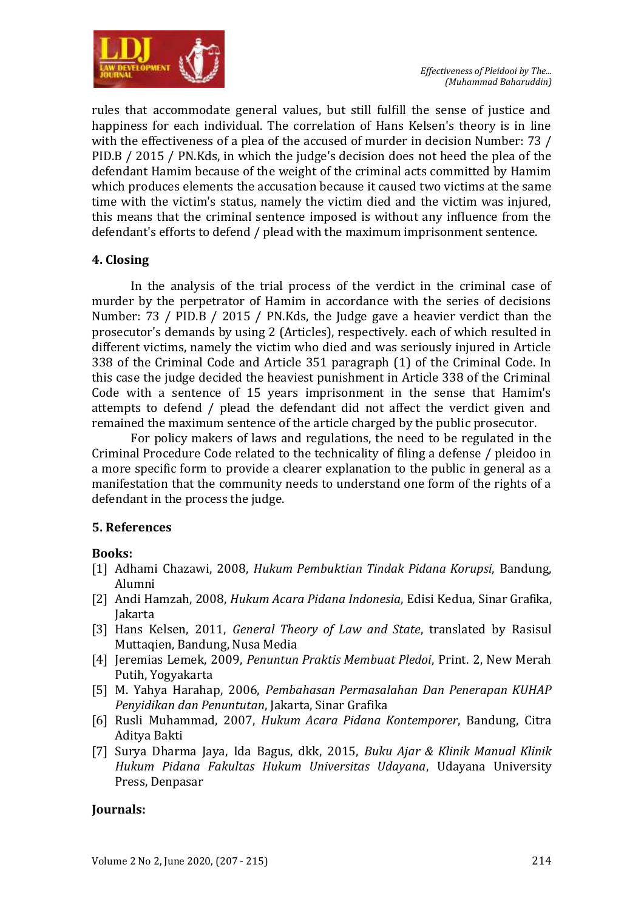rules that accommodate general values, but still fulfill the sense of justice and happiness for each individual. The correlation of Hans Kelsen's theory is in line with the effectiveness of a plea of the accused of murder in decision Number: 73 / PID.B / 2015 / PN.Kds, in which the judge's decision does not heed the plea of the defendant Hamim because of the weight of the criminal acts committed by Hamim which produces elements the accusation because it caused two victims at the same time with the victim's status, namely the victim died and the victim was injured, this means that the criminal sentence imposed is without any influence from the defendant's efforts to defend / plead with the maximum imprisonment sentence.

## 4. Closing

In the analysis of the trial process of the verdict in the criminal case of murder by the perpetrator of Hamim in accordance with the series of decisions Number: 73 / PID.B / 2015 / PN.Kds, the Judge gave a heavier verdict than the prosecutor's demands by using 2 (Articles), respectively. each of which resulted in different victims, namely the victim who died and was seriously injured in Article 338 of the Criminal Code and Article 351 paragraph (1) of the Criminal Code. In this case the judge decided the heaviest punishment in Article 338 of the Criminal Code with a sentence of 15 years imprisonment in the sense that Hamim's attempts to defend / plead the defendant did not affect the verdict given and remained the maximum sentence of the article charged by the public prosecutor.

For policy makers of laws and regulations, the need to be regulated in the Criminal Procedure Code related to the technicality of filing a defense / pleidoo in a more specific form to provide a clearer explanation to the public in general as a manifestation that the community needs to understand one form of the rights of a defendant in the process the judge.

## 5. References

**Books:**

- [1] Adhami Chazawi, 2008, *Hukum Pembuktian Tindak Pidana Korupsi*, Bandung, Alumni
- [2] Andi Hamzah, 2008, *Hukum Acara Pidana Indonesia*, Edisi Kedua, Sinar Grafika, Jakarta
- [3] Hans Kelsen, 2011, *General Theory of Law and State*, translated by Rasisul Muttaqien, Bandung, Nusa Media
- [4] Jeremias Lemek, 2009, *Penuntun Praktis Membuat Pledoi*, Print. 2, New Merah Putih, Yogyakarta
- [5] M. Yahya Harahap, 2006, *Pembahasan Permasalahan Dan Penerapan KUHAP Penyidikan dan Penuntutan*, Jakarta, Sinar Grafika
- [6] Rusli Muhammad, 2007, *Hukum Acara Pidana Kontemporer*, Bandung, Citra Aditya Bakti
- [7] Surya Dharma Jaya, Ida Bagus, dkk, 2015, *Buku Ajar & Klinik Manual Klinik Hukum Pidana Fakultas Hukum Universitas Udayana*, Udayana University Press, Denpasar

**Journals:**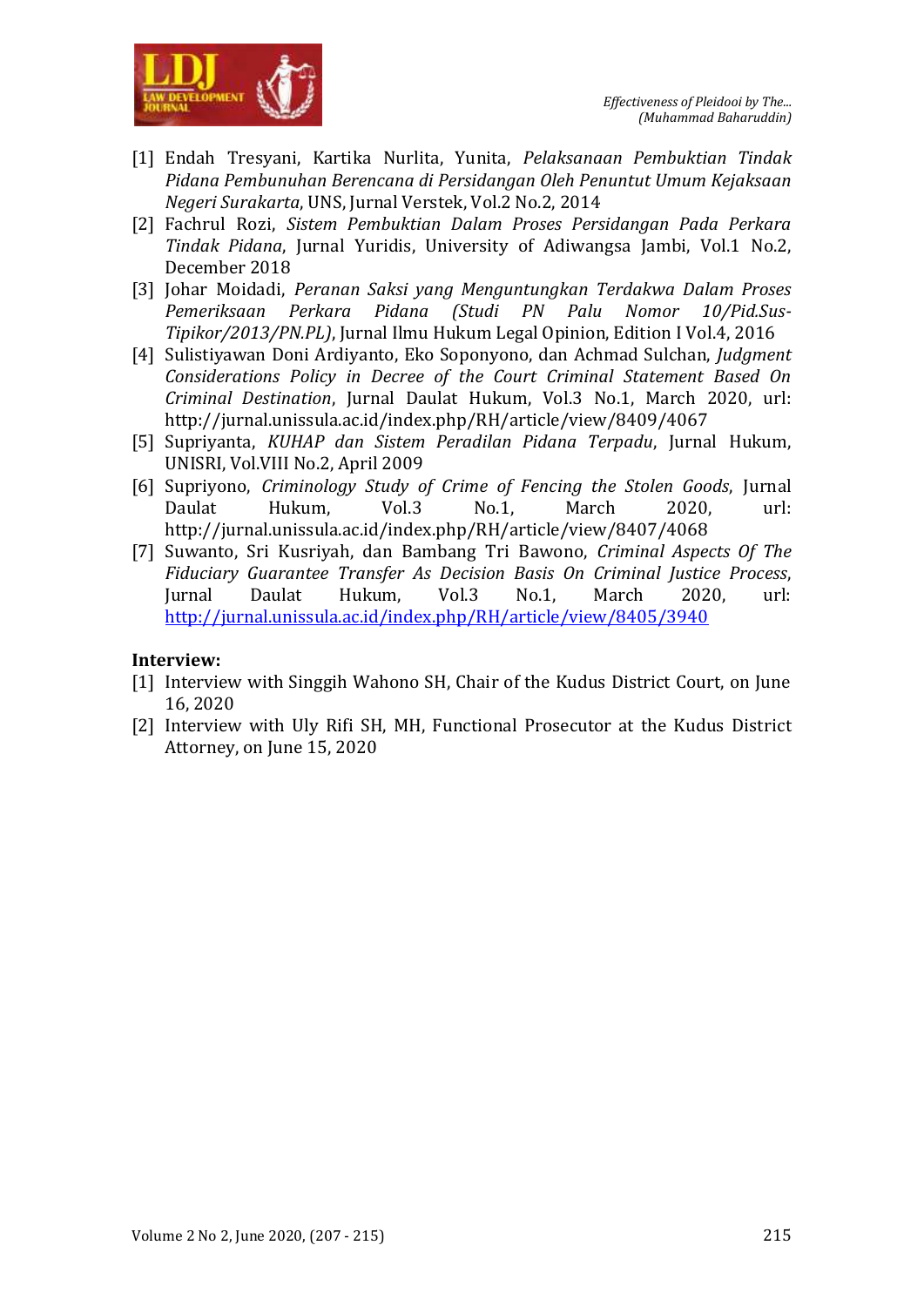[1] Endah Tresyani, Kartika Nurlita, Yunita, *Pelaksanaan Pembuktian Tindak Pidana Pembunuhan Berencana di Persidangan Oleh Penuntut Umum Kejaksaan Negeri Surakarta*, UNS, Jurnal Verstek, Vol.2 No.2, 2014

[2] Fachrul Rozi, *Sistem Pembuktian Dalam Proses Persidangan Pada Perkara Tindak Pidana*, Jurnal Yuridis, University of Adiwangsa Jambi, Vol.1 No.2, December 2018

[3] Johar Moidadi, *Peranan Saksi yang Menguntungkan Terdakwa Dalam Proses Pemeriksaan Perkara Pidana (Studi PN Palu Nomor 10/Pid.Sus-Tipikor/2013/PN.PL)*, Jurnal Ilmu Hukum Legal Opinion, Edition I Vol.4, 2016

[4] Sulistiyawan Doni Ardiyanto, Eko Soponyono, dan Achmad Sulchan, *Judgment Considerations Policy in Decree of the Court Criminal Statement Based On Criminal Destination*, Jurnal Daulat Hukum, Vol.3 No.1, March 2020, url: http://jurnal.unissula.ac.id/index.php/RH/article/view/8409/4067

[5] Supriyanta, *KUHAP dan Sistem Peradilan Pidana Terpadu*, Jurnal Hukum, UNISRI, Vol.VIII No.2, April 2009

[6] Supriyono, *Criminology Study of Crime of Fencing the Stolen Goods*, Jurnal Daulat Hukum, Vol.3 No.1, March 2020, url: http://jurnal.unissula.ac.id/index.php/RH/article/view/8407/4068

[7] Suwanto, Sri Kusriyah, dan Bambang Tri Bawono, *Criminal Aspects Of The Fiduciary Guarantee Transfer As Decision Basis On Criminal Justice Process*, Jurnal Daulat Hukum, Vol.3 No.1, March 2020, url: http://jurnal.unissula.ac.id/index.php/RH/article/view/8405/3940

**Interview:**

[1] Interview with Singgih Wahono SH, Chair of the Kudus District Court, on June 16, 2020

[2] Interview with Uly Rifi SH, MH, Functional Prosecutor at the Kudus District Attorney, on June 15, 2020